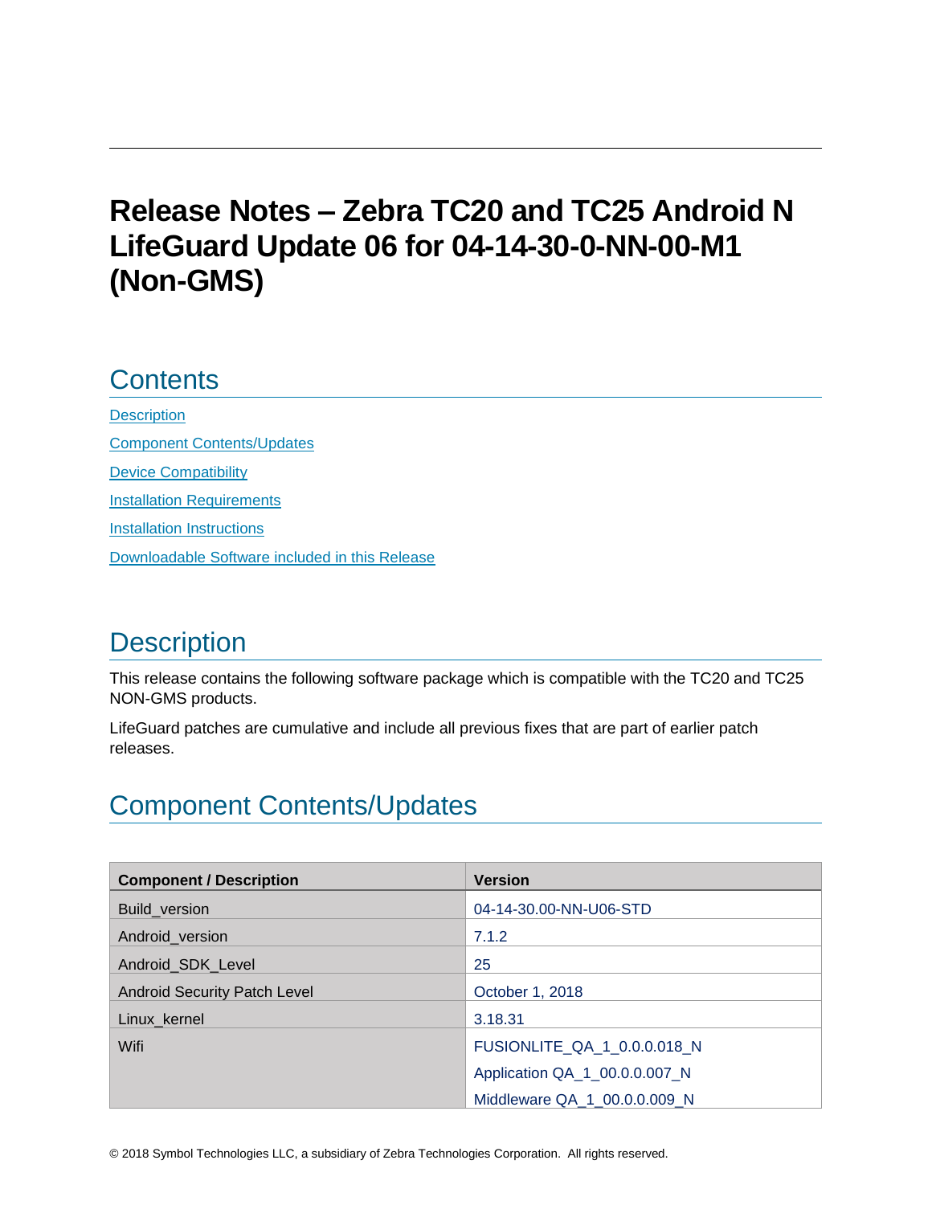# Release Notes – Zebra TC20 and TC25 Android N LifeGuard Update 06 for 04-14-30-0-NN-00-M1 (Non-GMS)

## Contents

[Description](#description)

[Component Contents/Updates](#component-contentsupdates)

[Device Compatibility](#device-compatibility)

[Installation Requirements](#installation-requirements)

[Installation Instructions](#installation-instructions)

[Downloadable Software included in this Release](#downloadable-software-included-in-this-release)

## Description

This release contains the following software package which is compatible with the TC20 and TC25 NON-GMS products.

LifeGuard patches are cumulative and include all previous fixes that are part of earlier patch releases.

## Component Contents/Updates

| Component / Description | Version |
|---|---|
| Build_version | 04-14-30.00-NN-U06-STD |
| Android_version | 7.1.2 |
| Android_SDK_Level | 25 |
| Android Security Patch Level | October 1, 2018 |
| Linux_kernel | 3.18.31 |
| Wifi | FUSIONLITE_QA_1_0.0.0.018_N<br>Application QA_1_00.0.0.007_N<br>Middleware QA_1_00.0.0.009_N |

© 2018 Symbol Technologies LLC, a subsidiary of Zebra Technologies Corporation. All rights reserved.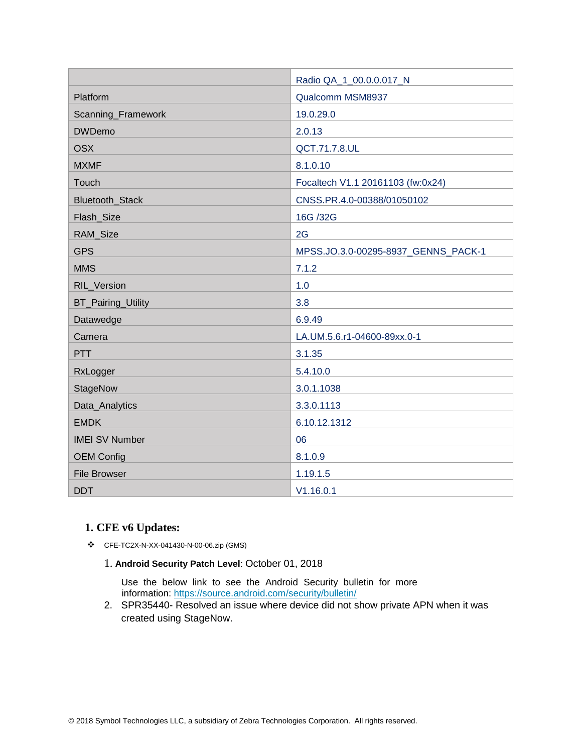| | Radio QA_1_00.0.0.017_N |
|---|---|
| Platform | Qualcomm MSM8937 |
| Scanning_Framework | 19.0.29.0 |
| DWDemo | 2.0.13 |
| OSX | QCT.71.7.8.UL |
| MXMF | 8.1.0.10 |
| Touch | Focaltech V1.1 20161103 (fw:0x24) |
| Bluetooth_Stack | CNSS.PR.4.0-00388/01050102 |
| Flash_Size | 16G /32G |
| RAM_Size | 2G |
| GPS | MPSS.JO.3.0-00295-8937_GENNS_PACK-1 |
| MMS | 7.1.2 |
| RIL_Version | 1.0 |
| BT_Pairing_Utility | 3.8 |
| Datawedge | 6.9.49 |
| Camera | LA.UM.5.6.r1-04600-89xx.0-1 |
| PTT | 3.1.35 |
| RxLogger | 5.4.10.0 |
| StageNow | 3.0.1.1038 |
| Data_Analytics | 3.3.0.1113 |
| EMDK | 6.10.12.1312 |
| IMEI SV Number | 06 |
| OEM Config | 8.1.0.9 |
| File Browser | 1.19.1.5 |
| DDT | V1.16.0.1 |

## 1. CFE v6 Updates:

- CFE-TC2X-N-XX-041430-N-00-06.zip (GMS)

  1. **Android Security Patch Level**: October 01, 2018

     Use the below link to see the Android Security bulletin for more information: https://source.android.com/security/bulletin/

  2. SPR35440- Resolved an issue where device did not show private APN when it was created using StageNow.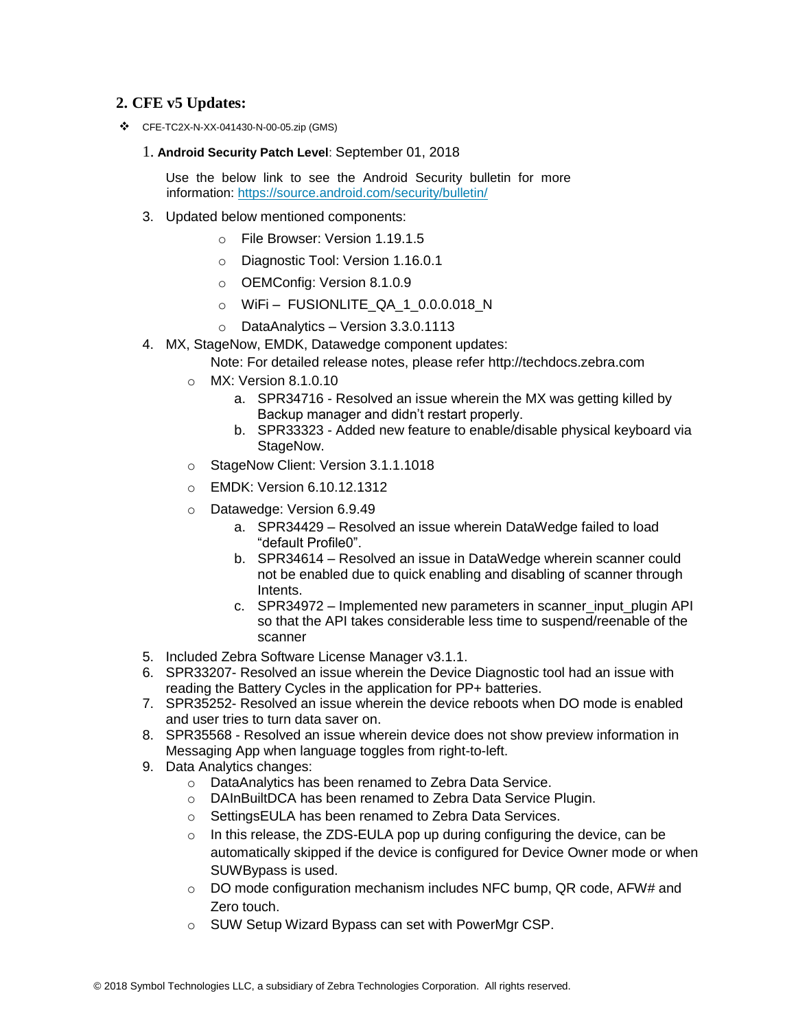## 2. CFE v5 Updates:

- CFE-TC2X-N-XX-041430-N-00-05.zip (GMS)

1. **Android Security Patch Level**: September 01, 2018

   Use the below link to see the Android Security bulletin for more information: https://source.android.com/security/bulletin/

3. Updated below mentioned components:
   - File Browser: Version 1.19.1.5
   - Diagnostic Tool: Version 1.16.0.1
   - OEMConfig: Version 8.1.0.9
   - WiFi – FUSIONLITE_QA_1_0.0.0.018_N
   - DataAnalytics – Version 3.3.0.1113
4. MX, StageNow, EMDK, Datawedge component updates:

   Note: For detailed release notes, please refer http://techdocs.zebra.com

   - MX: Version 8.1.0.10
     a. SPR34716 - Resolved an issue wherein the MX was getting killed by Backup manager and didn't restart properly.
     b. SPR33323 - Added new feature to enable/disable physical keyboard via StageNow.
   - StageNow Client: Version 3.1.1.1018
   - EMDK: Version 6.10.12.1312
   - Datawedge: Version 6.9.49
     a. SPR34429 – Resolved an issue wherein DataWedge failed to load "default Profile0".
     b. SPR34614 – Resolved an issue in DataWedge wherein scanner could not be enabled due to quick enabling and disabling of scanner through Intents.
     c. SPR34972 – Implemented new parameters in scanner_input_plugin API so that the API takes considerable less time to suspend/reenable of the scanner
5. Included Zebra Software License Manager v3.1.1.
6. SPR33207- Resolved an issue wherein the Device Diagnostic tool had an issue with reading the Battery Cycles in the application for PP+ batteries.
7. SPR35252- Resolved an issue wherein the device reboots when DO mode is enabled and user tries to turn data saver on.
8. SPR35568 - Resolved an issue wherein device does not show preview information in Messaging App when language toggles from right-to-left.
9. Data Analytics changes:
   - DataAnalytics has been renamed to Zebra Data Service.
   - DAInBuiltDCA has been renamed to Zebra Data Service Plugin.
   - SettingsEULA has been renamed to Zebra Data Services.
   - In this release, the ZDS-EULA pop up during configuring the device, can be automatically skipped if the device is configured for Device Owner mode or when SUWBypass is used.
   - DO mode configuration mechanism includes NFC bump, QR code, AFW# and Zero touch.
   - SUW Setup Wizard Bypass can set with PowerMgr CSP.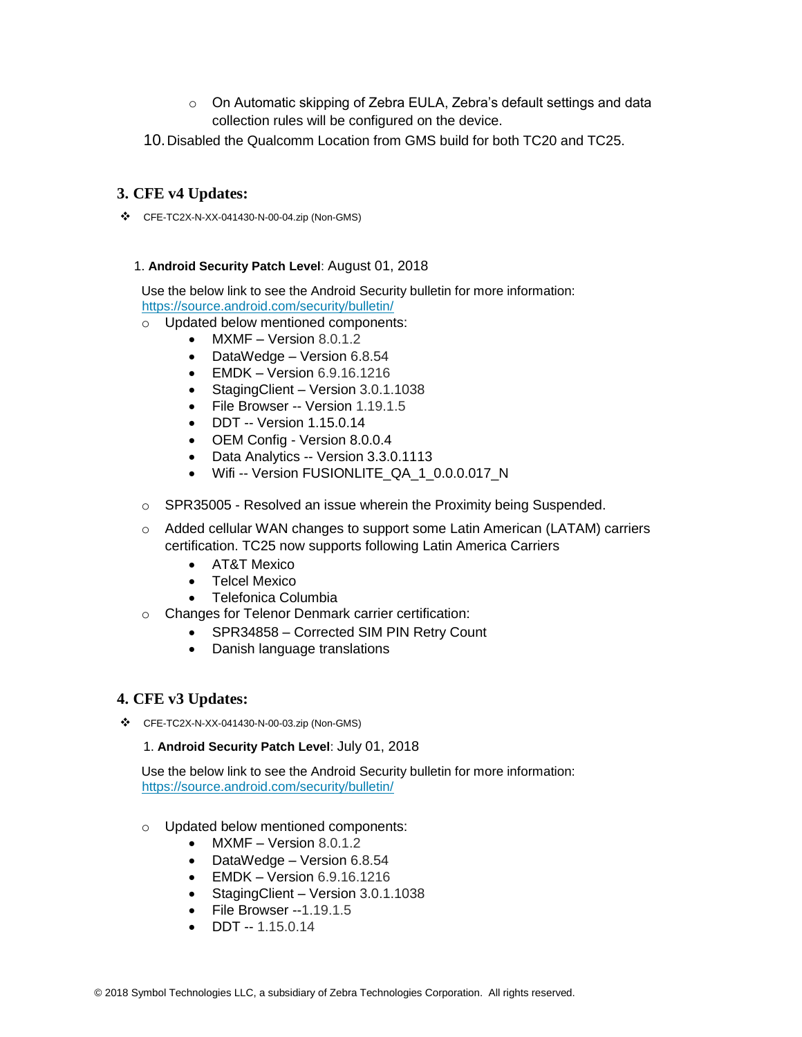- On Automatic skipping of Zebra EULA, Zebra's default settings and data collection rules will be configured on the device.

10. Disabled the Qualcomm Location from GMS build for both TC20 and TC25.

## 3. CFE v4 Updates:

❖ CFE-TC2X-N-XX-041430-N-00-04.zip (Non-GMS)

1. **Android Security Patch Level**: August 01, 2018

   Use the below link to see the Android Security bulletin for more information: https://source.android.com/security/bulletin/

   - Updated below mentioned components:
     - MXMF – Version 8.0.1.2
     - DataWedge – Version 6.8.54
     - EMDK – Version 6.9.16.1216
     - StagingClient – Version 3.0.1.1038
     - File Browser -- Version 1.19.1.5
     - DDT -- Version 1.15.0.14
     - OEM Config - Version 8.0.0.4
     - Data Analytics -- Version 3.3.0.1113
     - Wifi -- Version FUSIONLITE_QA_1_0.0.0.017_N
   - SPR35005 - Resolved an issue wherein the Proximity being Suspended.
   - Added cellular WAN changes to support some Latin American (LATAM) carriers certification. TC25 now supports following Latin America Carriers
     - AT&T Mexico
     - Telcel Mexico
     - Telefonica Columbia
   - Changes for Telenor Denmark carrier certification:
     - SPR34858 – Corrected SIM PIN Retry Count
     - Danish language translations

## 4. CFE v3 Updates:

❖ CFE-TC2X-N-XX-041430-N-00-03.zip (Non-GMS)

1. **Android Security Patch Level**: July 01, 2018

   Use the below link to see the Android Security bulletin for more information: https://source.android.com/security/bulletin/

   - Updated below mentioned components:
     - MXMF – Version 8.0.1.2
     - DataWedge – Version 6.8.54
     - EMDK – Version 6.9.16.1216
     - StagingClient – Version 3.0.1.1038
     - File Browser --1.19.1.5
     - DDT -- 1.15.0.14

© 2018 Symbol Technologies LLC, a subsidiary of Zebra Technologies Corporation. All rights reserved.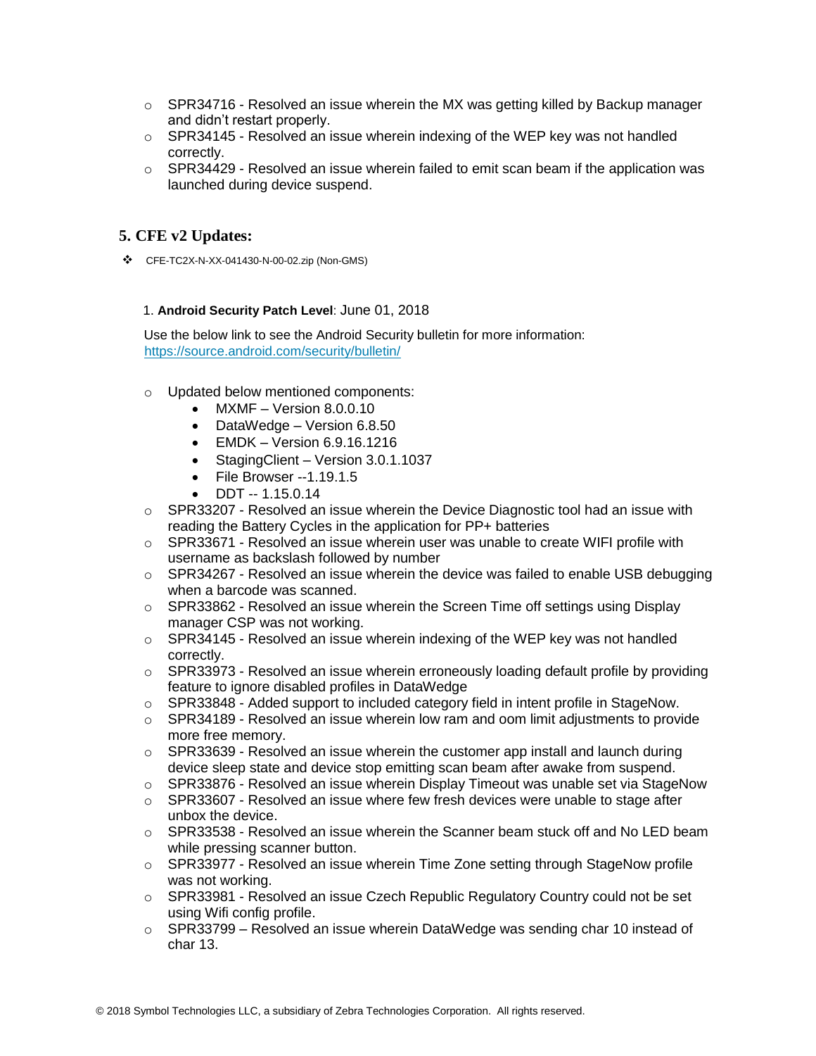- SPR34716 - Resolved an issue wherein the MX was getting killed by Backup manager and didn't restart properly.
- SPR34145 - Resolved an issue wherein indexing of the WEP key was not handled correctly.
- SPR34429 - Resolved an issue wherein failed to emit scan beam if the application was launched during device suspend.

## 5. CFE v2 Updates:

- CFE-TC2X-N-XX-041430-N-00-02.zip (Non-GMS)

1. **Android Security Patch Level**: June 01, 2018

Use the below link to see the Android Security bulletin for more information: https://source.android.com/security/bulletin/

- Updated below mentioned components:
    - MXMF – Version 8.0.0.10
    - DataWedge – Version 6.8.50
    - EMDK – Version 6.9.16.1216
    - StagingClient – Version 3.0.1.1037
    - File Browser --1.19.1.5
    - DDT -- 1.15.0.14
- SPR33207 - Resolved an issue wherein the Device Diagnostic tool had an issue with reading the Battery Cycles in the application for PP+ batteries
- SPR33671 - Resolved an issue wherein user was unable to create WIFI profile with username as backslash followed by number
- SPR34267 - Resolved an issue wherein the device was failed to enable USB debugging when a barcode was scanned.
- SPR33862 - Resolved an issue wherein the Screen Time off settings using Display manager CSP was not working.
- SPR34145 - Resolved an issue wherein indexing of the WEP key was not handled correctly.
- SPR33973 - Resolved an issue wherein erroneously loading default profile by providing feature to ignore disabled profiles in DataWedge
- SPR33848 - Added support to included category field in intent profile in StageNow.
- SPR34189 - Resolved an issue wherein low ram and oom limit adjustments to provide more free memory.
- SPR33639 - Resolved an issue wherein the customer app install and launch during device sleep state and device stop emitting scan beam after awake from suspend.
- SPR33876 - Resolved an issue wherein Display Timeout was unable set via StageNow
- SPR33607 - Resolved an issue where few fresh devices were unable to stage after unbox the device.
- SPR33538 - Resolved an issue wherein the Scanner beam stuck off and No LED beam while pressing scanner button.
- SPR33977 - Resolved an issue wherein Time Zone setting through StageNow profile was not working.
- SPR33981 - Resolved an issue Czech Republic Regulatory Country could not be set using Wifi config profile.
- SPR33799 – Resolved an issue wherein DataWedge was sending char 10 instead of char 13.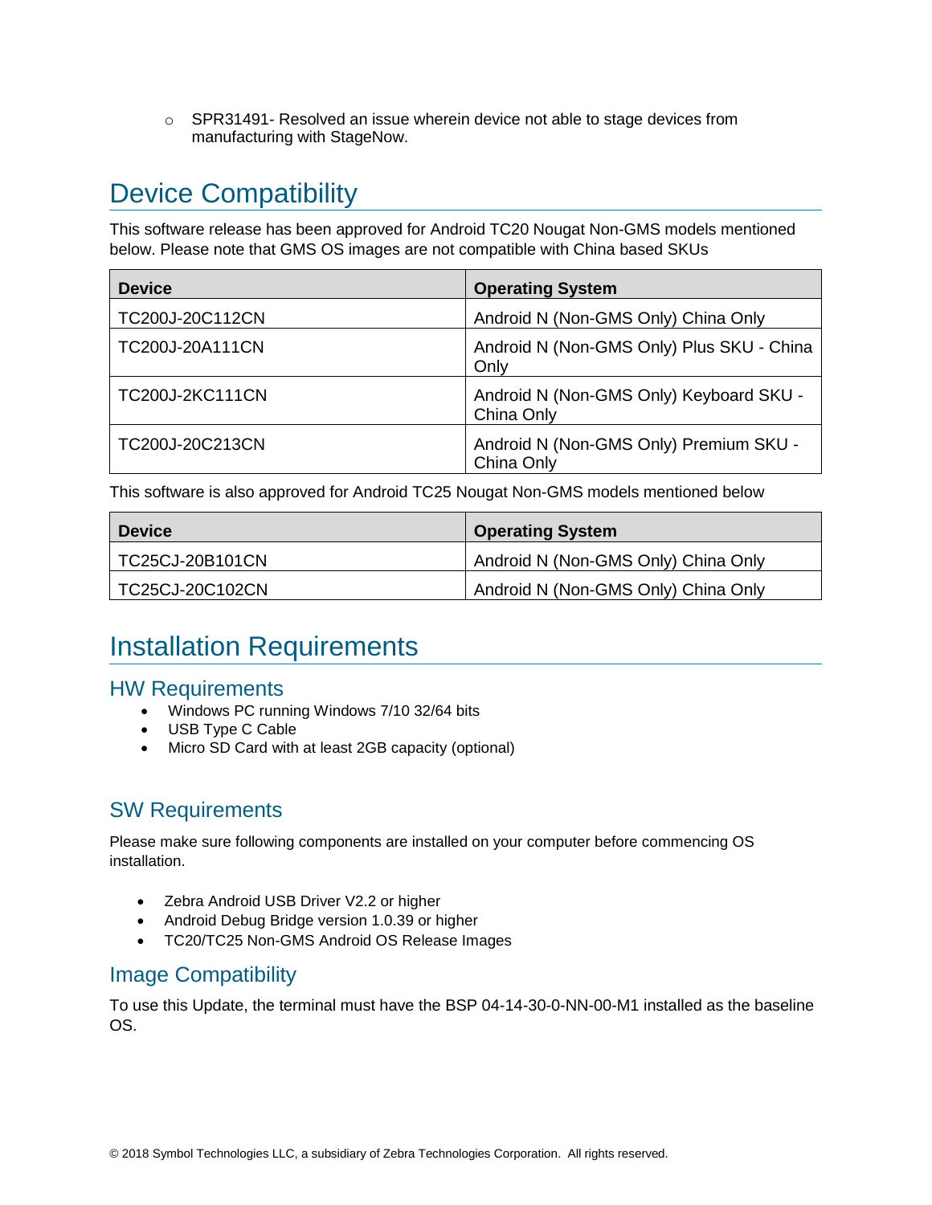- SPR31491- Resolved an issue wherein device not able to stage devices from manufacturing with StageNow.

# Device Compatibility

This software release has been approved for Android TC20 Nougat Non-GMS models mentioned below. Please note that GMS OS images are not compatible with China based SKUs

| Device | Operating System |
|---|---|
| TC200J-20C112CN | Android N (Non-GMS Only) China Only |
| TC200J-20A111CN | Android N (Non-GMS Only) Plus SKU - China Only |
| TC200J-2KC111CN | Android N (Non-GMS Only) Keyboard SKU - China Only |
| TC200J-20C213CN | Android N (Non-GMS Only) Premium SKU - China Only |

This software is also approved for Android TC25 Nougat Non-GMS models mentioned below

| Device | Operating System |
|---|---|
| TC25CJ-20B101CN | Android N (Non-GMS Only) China Only |
| TC25CJ-20C102CN | Android N (Non-GMS Only) China Only |

# Installation Requirements

## HW Requirements

- Windows PC running Windows 7/10 32/64 bits
- USB Type C Cable
- Micro SD Card with at least 2GB capacity (optional)

## SW Requirements

Please make sure following components are installed on your computer before commencing OS installation.

- Zebra Android USB Driver V2.2 or higher
- Android Debug Bridge version 1.0.39 or higher
- TC20/TC25 Non-GMS Android OS Release Images

## Image Compatibility

To use this Update, the terminal must have the BSP 04-14-30-0-NN-00-M1 installed as the baseline OS.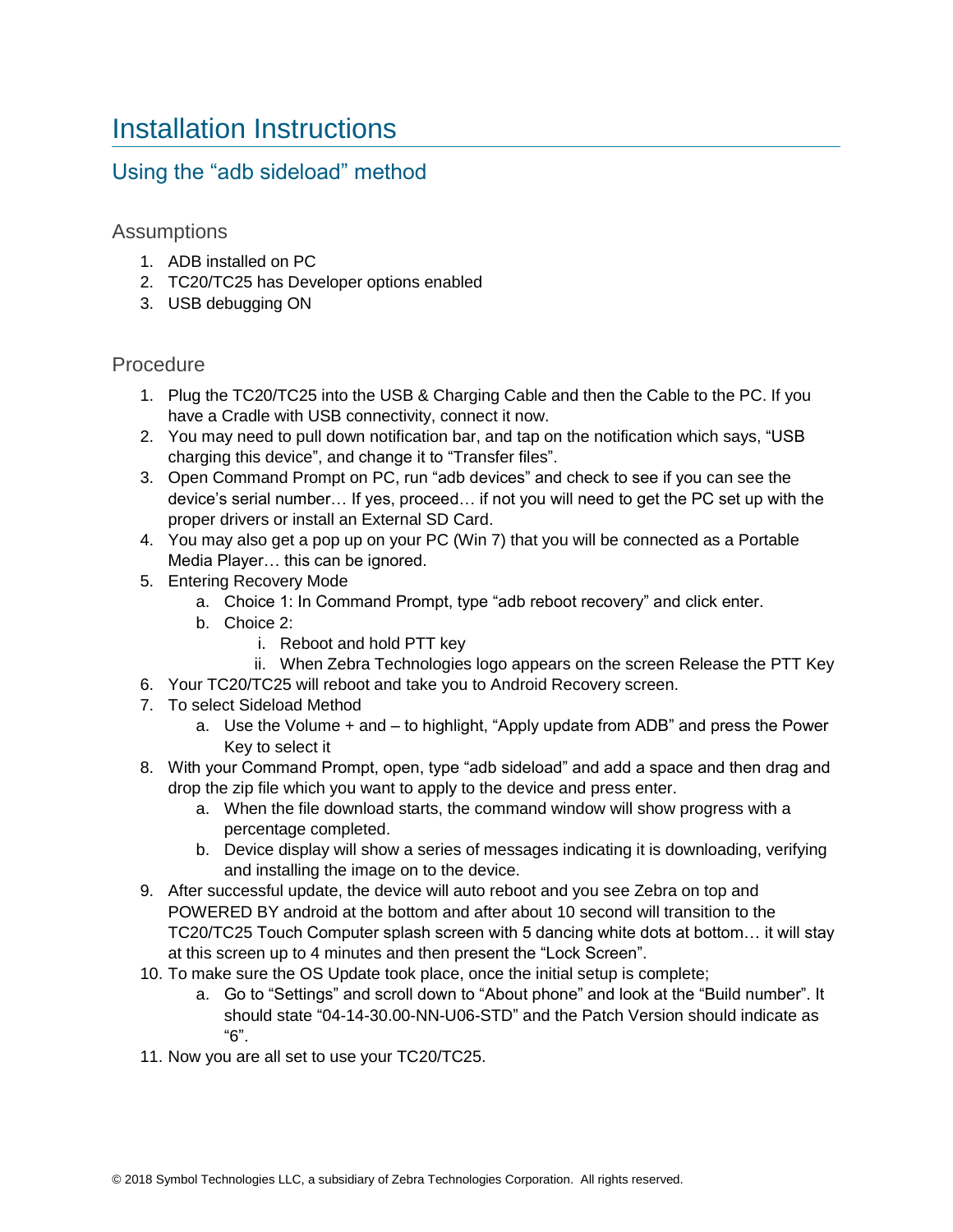# Installation Instructions

## Using the "adb sideload" method

### Assumptions

1. ADB installed on PC
2. TC20/TC25 has Developer options enabled
3. USB debugging ON

### Procedure

1. Plug the TC20/TC25 into the USB & Charging Cable and then the Cable to the PC. If you have a Cradle with USB connectivity, connect it now.
2. You may need to pull down notification bar, and tap on the notification which says, "USB charging this device", and change it to "Transfer files".
3. Open Command Prompt on PC, run "adb devices" and check to see if you can see the device's serial number… If yes, proceed… if not you will need to get the PC set up with the proper drivers or install an External SD Card.
4. You may also get a pop up on your PC (Win 7) that you will be connected as a Portable Media Player… this can be ignored.
5. Entering Recovery Mode
    a. Choice 1: In Command Prompt, type "adb reboot recovery" and click enter.
    b. Choice 2:
        i. Reboot and hold PTT key
        ii. When Zebra Technologies logo appears on the screen Release the PTT Key
6. Your TC20/TC25 will reboot and take you to Android Recovery screen.
7. To select Sideload Method
    a. Use the Volume + and – to highlight, "Apply update from ADB" and press the Power Key to select it
8. With your Command Prompt, open, type "adb sideload" and add a space and then drag and drop the zip file which you want to apply to the device and press enter.
    a. When the file download starts, the command window will show progress with a percentage completed.
    b. Device display will show a series of messages indicating it is downloading, verifying and installing the image on to the device.
9. After successful update, the device will auto reboot and you see Zebra on top and POWERED BY android at the bottom and after about 10 second will transition to the TC20/TC25 Touch Computer splash screen with 5 dancing white dots at bottom… it will stay at this screen up to 4 minutes and then present the "Lock Screen".
10. To make sure the OS Update took place, once the initial setup is complete;
    a. Go to "Settings" and scroll down to "About phone" and look at the "Build number". It should state "04-14-30.00-NN-U06-STD" and the Patch Version should indicate as "6".
11. Now you are all set to use your TC20/TC25.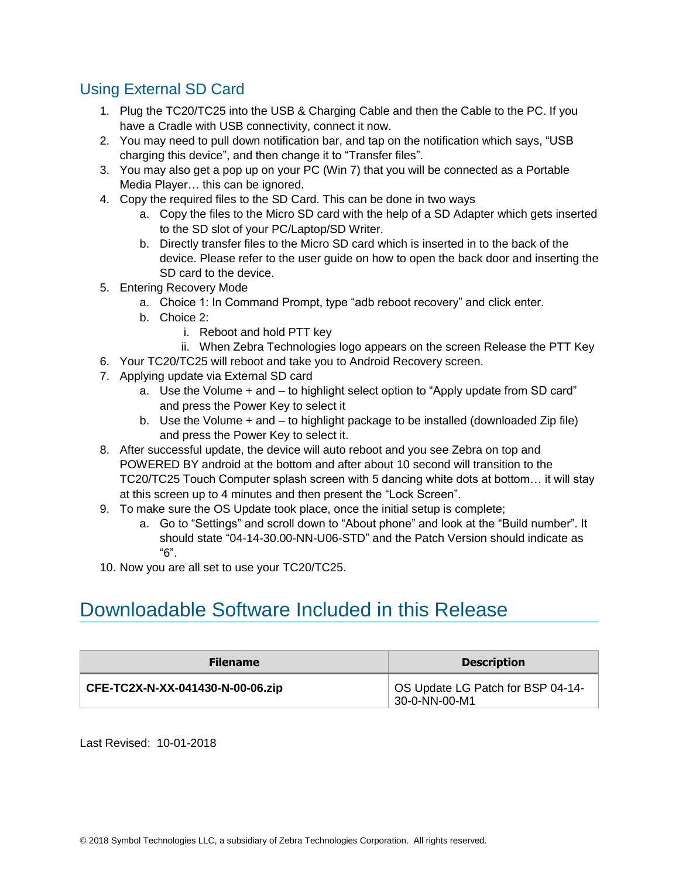## Using External SD Card

1. Plug the TC20/TC25 into the USB & Charging Cable and then the Cable to the PC. If you have a Cradle with USB connectivity, connect it now.
2. You may need to pull down notification bar, and tap on the notification which says, "USB charging this device", and then change it to "Transfer files".
3. You may also get a pop up on your PC (Win 7) that you will be connected as a Portable Media Player… this can be ignored.
4. Copy the required files to the SD Card. This can be done in two ways
   a. Copy the files to the Micro SD card with the help of a SD Adapter which gets inserted to the SD slot of your PC/Laptop/SD Writer.
   b. Directly transfer files to the Micro SD card which is inserted in to the back of the device. Please refer to the user guide on how to open the back door and inserting the SD card to the device.
5. Entering Recovery Mode
   a. Choice 1: In Command Prompt, type "adb reboot recovery" and click enter.
   b. Choice 2:
      i. Reboot and hold PTT key
      ii. When Zebra Technologies logo appears on the screen Release the PTT Key
6. Your TC20/TC25 will reboot and take you to Android Recovery screen.
7. Applying update via External SD card
   a. Use the Volume + and – to highlight select option to "Apply update from SD card" and press the Power Key to select it
   b. Use the Volume + and – to highlight package to be installed (downloaded Zip file) and press the Power Key to select it.
8. After successful update, the device will auto reboot and you see Zebra on top and POWERED BY android at the bottom and after about 10 second will transition to the TC20/TC25 Touch Computer splash screen with 5 dancing white dots at bottom… it will stay at this screen up to 4 minutes and then present the "Lock Screen".
9. To make sure the OS Update took place, once the initial setup is complete;
   a. Go to "Settings" and scroll down to "About phone" and look at the "Build number". It should state "04-14-30.00-NN-U06-STD" and the Patch Version should indicate as "6".
10. Now you are all set to use your TC20/TC25.

# Downloadable Software Included in this Release

| Filename | Description |
| --- | --- |
| **CFE-TC2X-N-XX-041430-N-00-06.zip** | OS Update LG Patch for BSP 04-14-30-0-NN-00-M1 |

Last Revised: 10-01-2018

© 2018 Symbol Technologies LLC, a subsidiary of Zebra Technologies Corporation. All rights reserved.